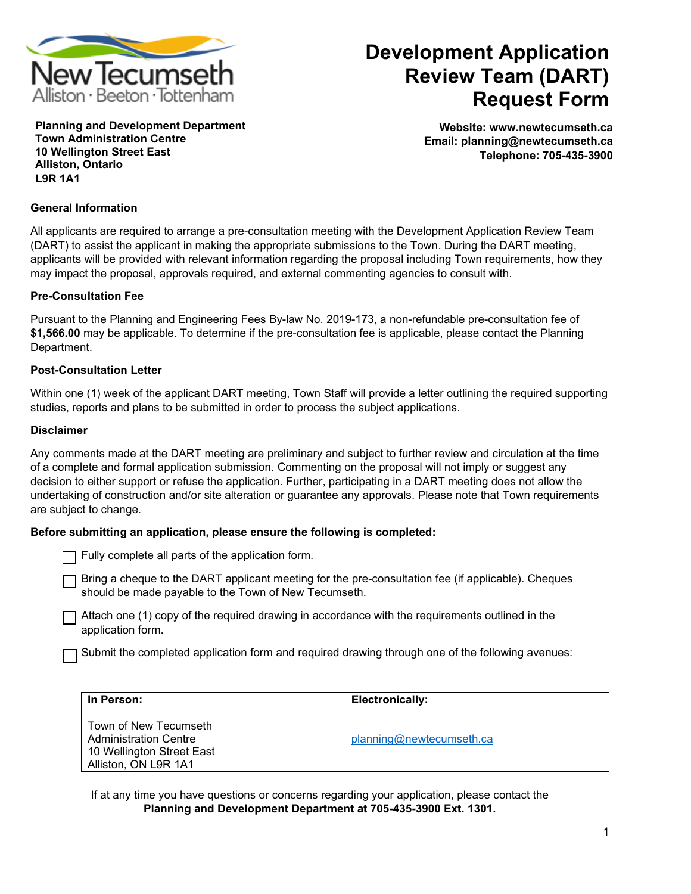# Development Application Review Team (DART) Request Form

New Tecumseth
Alliston · Beeton · Tottenham

**Planning and Development Department**
**Town Administration Centre**
**10 Wellington Street East**
**Alliston, Ontario**
**L9R 1A1**

**Website: www.newtecumseth.ca**
**Email: planning@newtecumseth.ca**
**Telephone: 705-435-3900**

### General Information

All applicants are required to arrange a pre-consultation meeting with the Development Application Review Team (DART) to assist the applicant in making the appropriate submissions to the Town. During the DART meeting, applicants will be provided with relevant information regarding the proposal including Town requirements, how they may impact the proposal, approvals required, and external commenting agencies to consult with.

### Pre-Consultation Fee

Pursuant to the Planning and Engineering Fees By-law No. 2019-173, a non-refundable pre-consultation fee of **$1,566.00** may be applicable. To determine if the pre-consultation fee is applicable, please contact the Planning Department.

### Post-Consultation Letter

Within one (1) week of the applicant DART meeting, Town Staff will provide a letter outlining the required supporting studies, reports and plans to be submitted in order to process the subject applications.

### Disclaimer

Any comments made at the DART meeting are preliminary and subject to further review and circulation at the time of a complete and formal application submission. Commenting on the proposal will not imply or suggest any decision to either support or refuse the application. Further, participating in a DART meeting does not allow the undertaking of construction and/or site alteration or guarantee any approvals. Please note that Town requirements are subject to change.

**Before submitting an application, please ensure the following is completed:**

- ☐ Fully complete all parts of the application form.
- ☐ Bring a cheque to the DART applicant meeting for the pre-consultation fee (if applicable). Cheques should be made payable to the Town of New Tecumseth.
- ☐ Attach one (1) copy of the required drawing in accordance with the requirements outlined in the application form.
- ☐ Submit the completed application form and required drawing through one of the following avenues:

| In Person: | Electronically: |
|---|---|
| Town of New Tecumseth<br>Administration Centre<br>10 Wellington Street East<br>Alliston, ON L9R 1A1 | planning@newtecumseth.ca |

If at any time you have questions or concerns regarding your application, please contact the **Planning and Development Department at 705-435-3900 Ext. 1301.**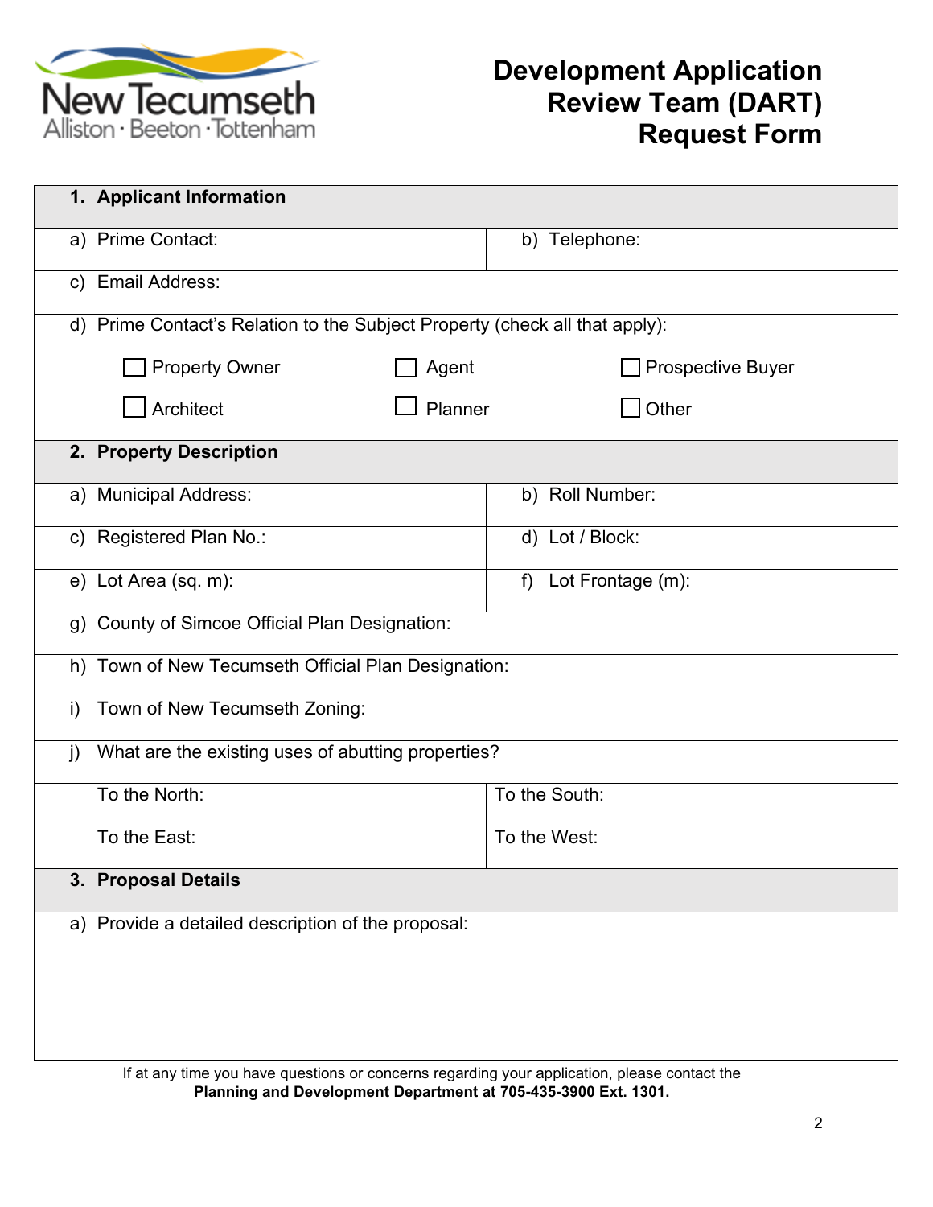# Development Application Review Team (DART) Request Form

## 1. Applicant Information

| a) Prime Contact: | b) Telephone: |
|---|---|
| c) Email Address: | |

d) Prime Contact's Relation to the Subject Property (check all that apply):

- ☐ Property Owner
- ☐ Agent
- ☐ Prospective Buyer
- ☐ Architect
- ☐ Planner
- ☐ Other

## 2. Property Description

| a) Municipal Address: | b) Roll Number: |
|---|---|
| c) Registered Plan No.: | d) Lot / Block: |
| e) Lot Area (sq. m): | f) Lot Frontage (m): |

g) County of Simcoe Official Plan Designation:

h) Town of New Tecumseth Official Plan Designation:

i) Town of New Tecumseth Zoning:

j) What are the existing uses of abutting properties?

| To the North: | To the South: |
|---|---|
| To the East: | To the West: |

## 3. Proposal Details

a) Provide a detailed description of the proposal:

If at any time you have questions or concerns regarding your application, please contact the **Planning and Development Department at 705-435-3900 Ext. 1301.**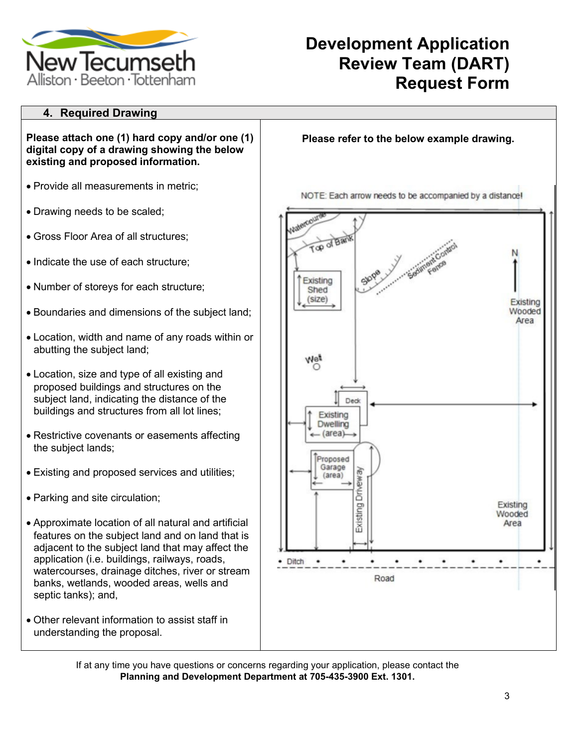# Development Application Review Team (DART) Request Form

## 4. Required Drawing

**Please attach one (1) hard copy and/or one (1) digital copy of a drawing showing the below existing and proposed information.**

- Provide all measurements in metric;
- Drawing needs to be scaled;
- Gross Floor Area of all structures;
- Indicate the use of each structure;
- Number of storeys for each structure;
- Boundaries and dimensions of the subject land;
- Location, width and name of any roads within or abutting the subject land;
- Location, size and type of all existing and proposed buildings and structures on the subject land, indicating the distance of the buildings and structures from all lot lines;
- Restrictive covenants or easements affecting the subject lands;
- Existing and proposed services and utilities;
- Parking and site circulation;
- Approximate location of all natural and artificial features on the subject land and on land that is adjacent to the subject land that may affect the application (i.e. buildings, railways, roads, watercourses, drainage ditches, river or stream banks, wetlands, wooded areas, wells and septic tanks); and,
- Other relevant information to assist staff in understanding the proposal.

**Please refer to the below example drawing.**

NOTE: Each arrow needs to be accompanied by a distance!

Watercourse
Top of Bank
Existing Shed (size)
Slope
Sediment Control Fence
N
Existing Wooded Area
Well
Deck
Existing Dwelling (area)
Proposed Garage (area)
Existing Driveway
Existing Wooded Area
Ditch
Road

If at any time you have questions or concerns regarding your application, please contact the **Planning and Development Department at 705-435-3900 Ext. 1301.**